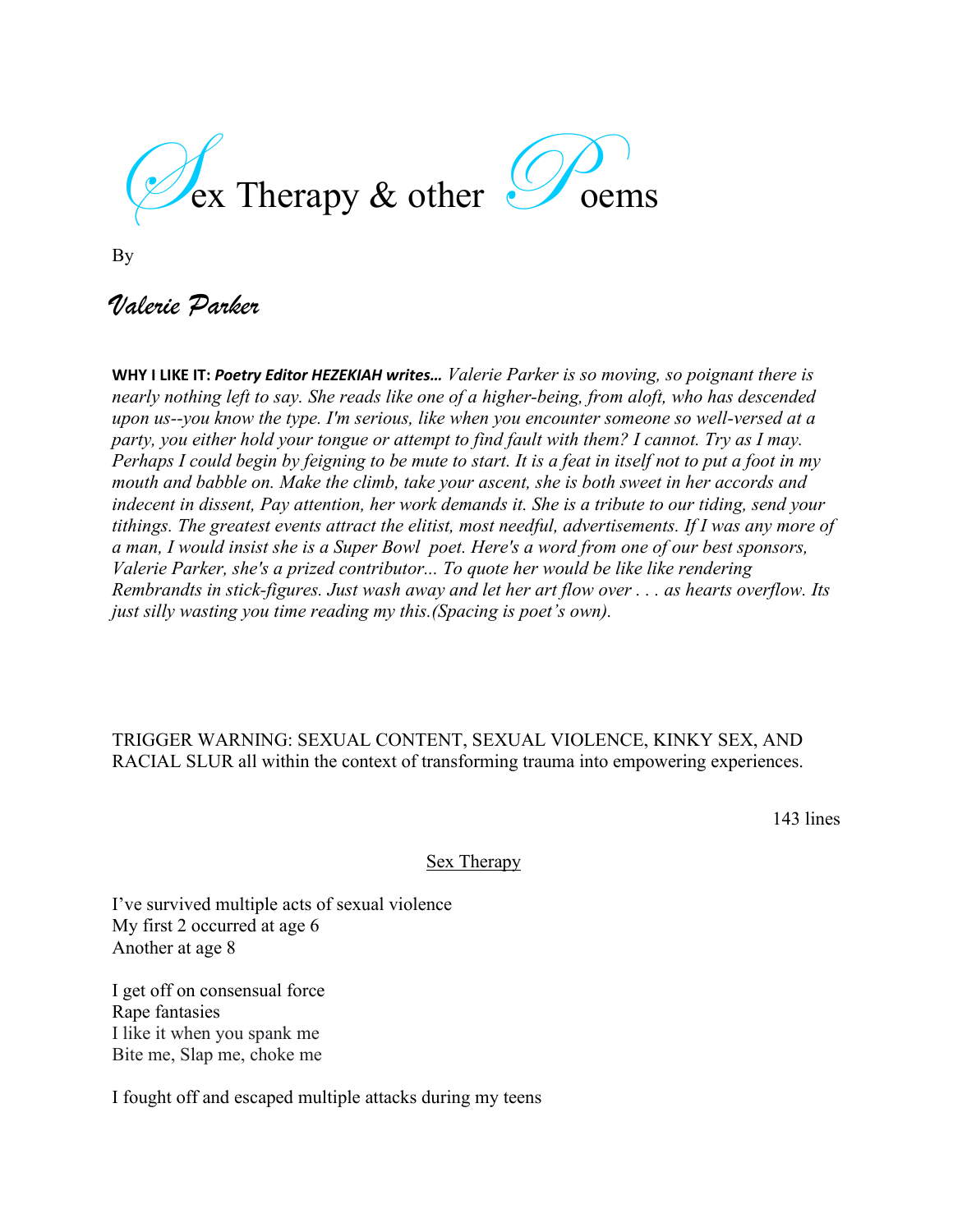# Sex Therapy & other Poems

By

*Valerie Parker*

**WHY I LIKE IT:** ***Poetry Editor HEZEKIAH writes…*** *Valerie Parker is so moving, so poignant there is nearly nothing left to say. She reads like one of a higher-being, from aloft, who has descended upon us--you know the type. I'm serious, like when you encounter someone so well-versed at a party, you either hold your tongue or attempt to find fault with them? I cannot. Try as I may. Perhaps I could begin by feigning to be mute to start. It is a feat in itself not to put a foot in my mouth and babble on. Make the climb, take your ascent, she is both sweet in her accords and indecent in dissent, Pay attention, her work demands it. She is a tribute to our tiding, send your tithings. The greatest events attract the elitist, most needful, advertisements. If I was any more of a man, I would insist she is a Super Bowl  poet. Here's a word from one of our best sponsors, Valerie Parker, she's a prized contributor... To quote her would be like like rendering Rembrandts in stick-figures. Just wash away and let her art flow over . . . as hearts overflow. Its just silly wasting you time reading my this.(Spacing is poet's own).*

TRIGGER WARNING: SEXUAL CONTENT, SEXUAL VIOLENCE, KINKY SEX, AND RACIAL SLUR all within the context of transforming trauma into empowering experiences.

143 lines

## Sex Therapy

I've survived multiple acts of sexual violence  
My first 2 occurred at age 6  
Another at age 8

I get off on consensual force  
Rape fantasies  
I like it when you spank me  
Bite me, Slap me, choke me

I fought off and escaped multiple attacks during my teens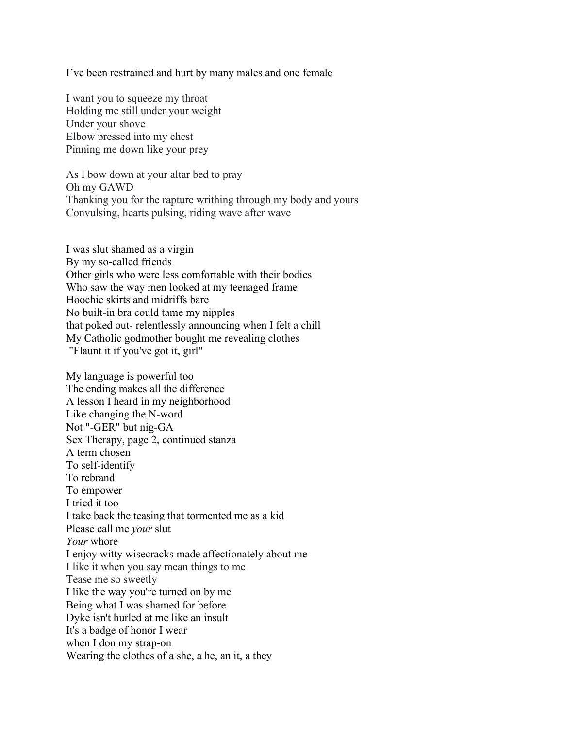I've been restrained and hurt by many males and one female

I want you to squeeze my throat  
Holding me still under your weight  
Under your shove  
Elbow pressed into my chest  
Pinning me down like your prey

As I bow down at your altar bed to pray  
Oh my GAWD  
Thanking you for the rapture writhing through my body and yours  
Convulsing, hearts pulsing, riding wave after wave

I was slut shamed as a virgin  
By my so-called friends  
Other girls who were less comfortable with their bodies  
Who saw the way men looked at my teenaged frame  
Hoochie skirts and midriffs bare  
No built-in bra could tame my nipples  
that poked out- relentlessly announcing when I felt a chill  
My Catholic godmother bought me revealing clothes  
"Flaunt it if you've got it, girl"

My language is powerful too  
The ending makes all the difference  
A lesson I heard in my neighborhood  
Like changing the N-word  
Not "-GER" but nig-GA  
Sex Therapy, page 2, continued stanza  
A term chosen  
To self-identify  
To rebrand  
To empower  
I tried it too  
I take back the teasing that tormented me as a kid  
Please call me *your* slut  
*Your* whore  
I enjoy witty wisecracks made affectionately about me  
I like it when you say mean things to me  
Tease me so sweetly  
I like the way you're turned on by me  
Being what I was shamed for before  
Dyke isn't hurled at me like an insult  
It's a badge of honor I wear  
when I don my strap-on  
Wearing the clothes of a she, a he, an it, a they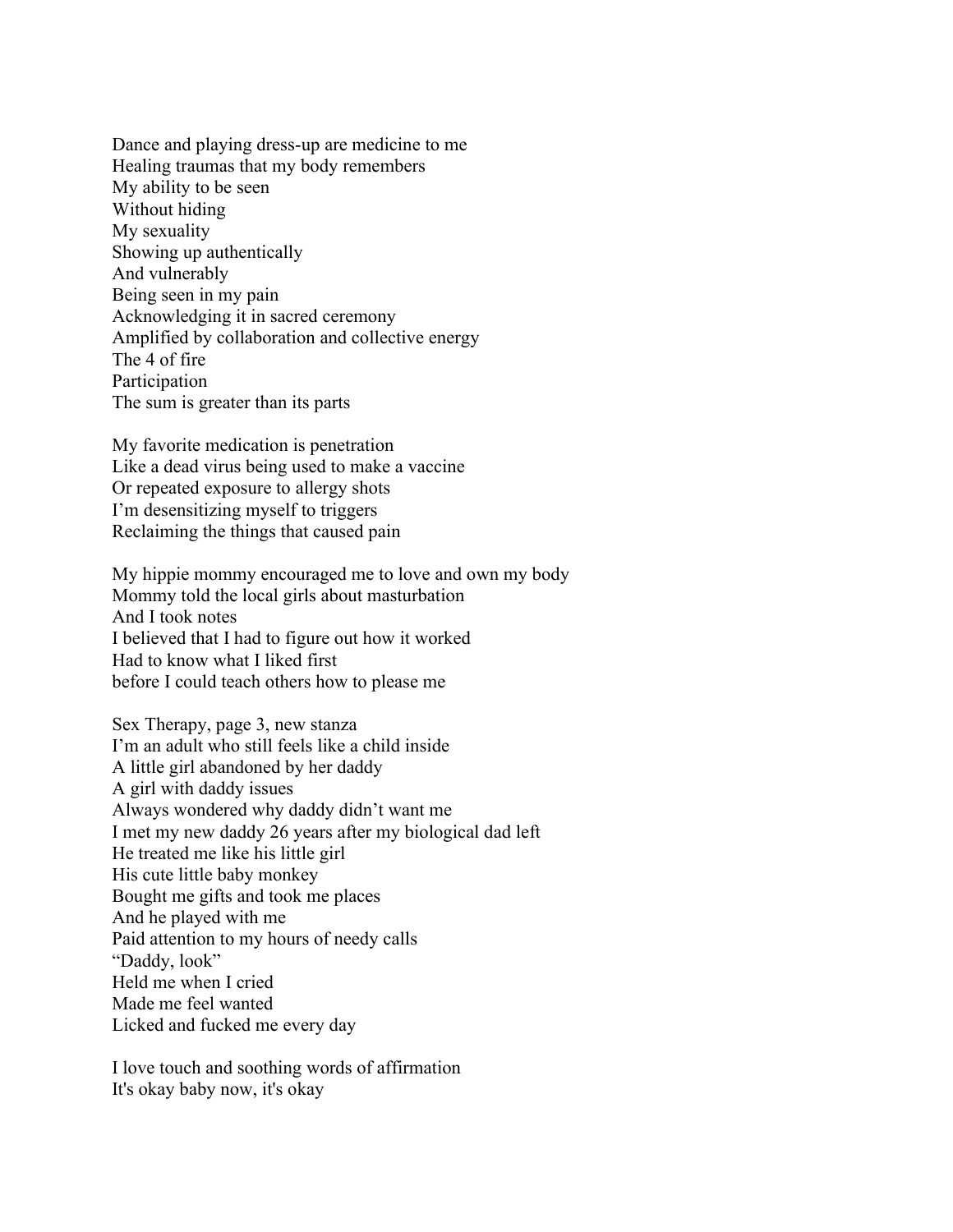Dance and playing dress-up are medicine to me
Healing traumas that my body remembers
My ability to be seen
Without hiding
My sexuality
Showing up authentically
And vulnerably
Being seen in my pain
Acknowledging it in sacred ceremony
Amplified by collaboration and collective energy
The 4 of fire
Participation
The sum is greater than its parts

My favorite medication is penetration
Like a dead virus being used to make a vaccine
Or repeated exposure to allergy shots
I'm desensitizing myself to triggers
Reclaiming the things that caused pain

My hippie mommy encouraged me to love and own my body
Mommy told the local girls about masturbation
And I took notes
I believed that I had to figure out how it worked
Had to know what I liked first
before I could teach others how to please me

Sex Therapy, page 3, new stanza
I'm an adult who still feels like a child inside
A little girl abandoned by her daddy
A girl with daddy issues
Always wondered why daddy didn't want me
I met my new daddy 26 years after my biological dad left
He treated me like his little girl
His cute little baby monkey
Bought me gifts and took me places
And he played with me
Paid attention to my hours of needy calls
"Daddy, look"
Held me when I cried
Made me feel wanted
Licked and fucked me every day

I love touch and soothing words of affirmation
It's okay baby now, it's okay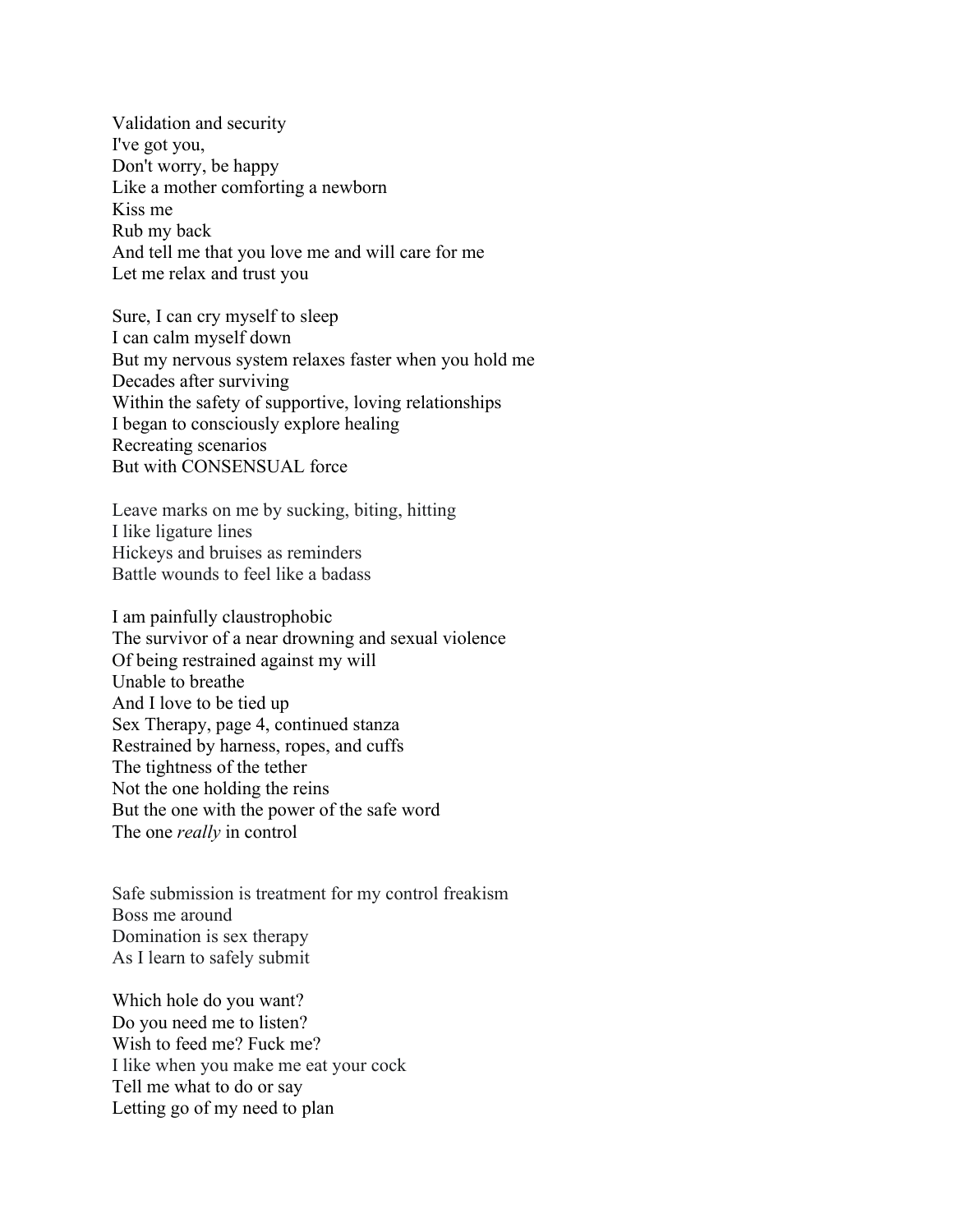Validation and security
I've got you,
Don't worry, be happy
Like a mother comforting a newborn
Kiss me
Rub my back
And tell me that you love me and will care for me
Let me relax and trust you

Sure, I can cry myself to sleep
I can calm myself down
But my nervous system relaxes faster when you hold me
Decades after surviving
Within the safety of supportive, loving relationships
I began to consciously explore healing
Recreating scenarios
But with CONSENSUAL force

Leave marks on me by sucking, biting, hitting
I like ligature lines
Hickeys and bruises as reminders
Battle wounds to feel like a badass

I am painfully claustrophobic
The survivor of a near drowning and sexual violence
Of being restrained against my will
Unable to breathe
And I love to be tied up
Restrained by harness, ropes, and cuffs
The tightness of the tether
Not the one holding the reins
But the one with the power of the safe word
The one *really* in control

Safe submission is treatment for my control freakism
Boss me around
Domination is sex therapy
As I learn to safely submit

Which hole do you want?
Do you need me to listen?
Wish to feed me? Fuck me?
I like when you make me eat your cock
Tell me what to do or say
Letting go of my need to plan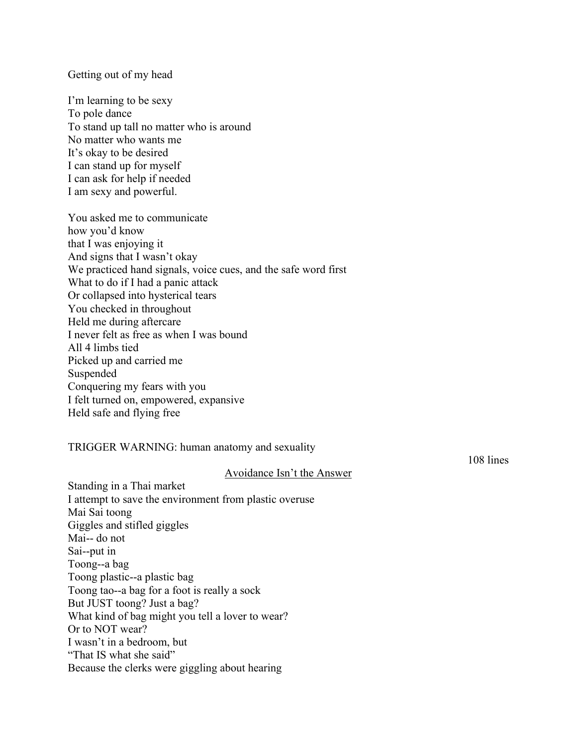Getting out of my head

I'm learning to be sexy
To pole dance
To stand up tall no matter who is around
No matter who wants me
It's okay to be desired
I can stand up for myself
I can ask for help if needed
I am sexy and powerful.

You asked me to communicate
how you'd know
that I was enjoying it
And signs that I wasn't okay
We practiced hand signals, voice cues, and the safe word first
What to do if I had a panic attack
Or collapsed into hysterical tears
You checked in throughout
Held me during aftercare
I never felt as free as when I was bound
All 4 limbs tied
Picked up and carried me
Suspended
Conquering my fears with you
I felt turned on, empowered, expansive
Held safe and flying free

TRIGGER WARNING: human anatomy and sexuality

108 lines

<u>Avoidance Isn't the Answer</u>

Standing in a Thai market
I attempt to save the environment from plastic overuse
Mai Sai toong
Giggles and stifled giggles
Mai-- do not
Sai--put in
Toong--a bag
Toong plastic--a plastic bag
Toong tao--a bag for a foot is really a sock
But JUST toong? Just a bag?
What kind of bag might you tell a lover to wear?
Or to NOT wear?
I wasn't in a bedroom, but
"That IS what she said"
Because the clerks were giggling about hearing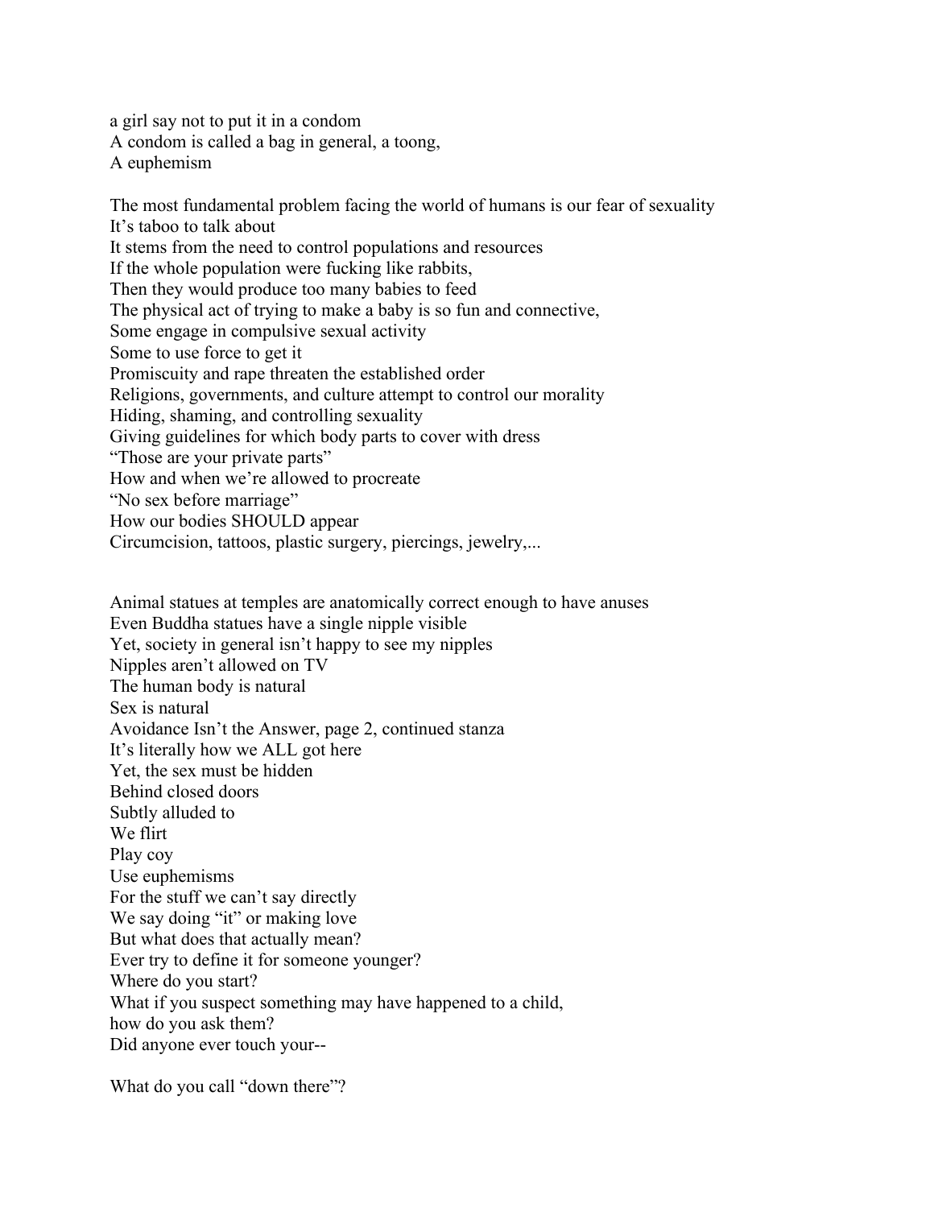a girl say not to put it in a condom
A condom is called a bag in general, a toong,
A euphemism

The most fundamental problem facing the world of humans is our fear of sexuality
It's taboo to talk about
It stems from the need to control populations and resources
If the whole population were fucking like rabbits,
Then they would produce too many babies to feed
The physical act of trying to make a baby is so fun and connective,
Some engage in compulsive sexual activity
Some to use force to get it
Promiscuity and rape threaten the established order
Religions, governments, and culture attempt to control our morality
Hiding, shaming, and controlling sexuality
Giving guidelines for which body parts to cover with dress
"Those are your private parts"
How and when we're allowed to procreate
"No sex before marriage"
How our bodies SHOULD appear
Circumcision, tattoos, plastic surgery, piercings, jewelry,...

Animal statues at temples are anatomically correct enough to have anuses
Even Buddha statues have a single nipple visible
Yet, society in general isn't happy to see my nipples
Nipples aren't allowed on TV
The human body is natural
Sex is natural
Avoidance Isn't the Answer, page 2, continued stanza
It's literally how we ALL got here
Yet, the sex must be hidden
Behind closed doors
Subtly alluded to
We flirt
Play coy
Use euphemisms
For the stuff we can't say directly
We say doing "it" or making love
But what does that actually mean?
Ever try to define it for someone younger?
Where do you start?
What if you suspect something may have happened to a child,
how do you ask them?
Did anyone ever touch your--

What do you call "down there"?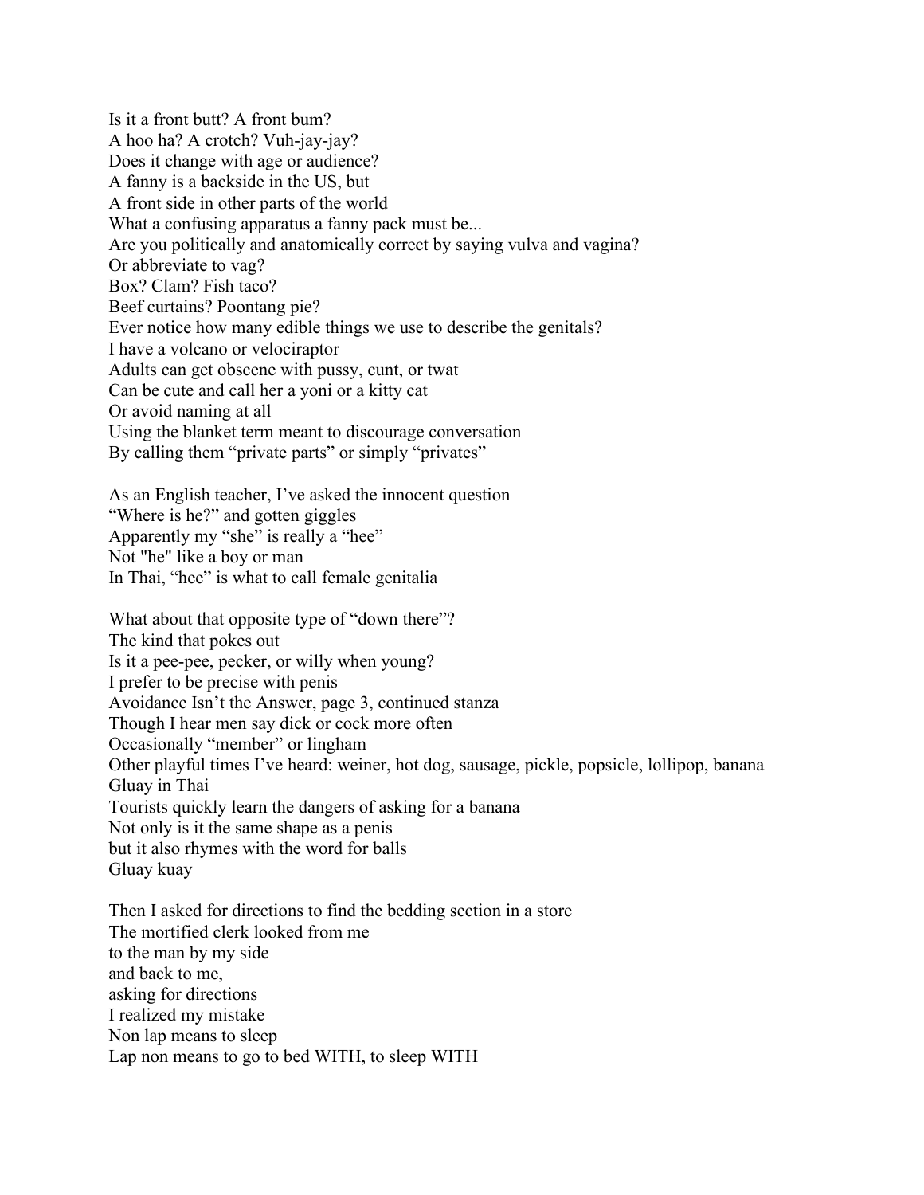Is it a front butt? A front bum?
A hoo ha? A crotch? Vuh-jay-jay?
Does it change with age or audience?
A fanny is a backside in the US, but
A front side in other parts of the world
What a confusing apparatus a fanny pack must be...
Are you politically and anatomically correct by saying vulva and vagina?
Or abbreviate to vag?
Box? Clam? Fish taco?
Beef curtains? Poontang pie?
Ever notice how many edible things we use to describe the genitals?
I have a volcano or velociraptor
Adults can get obscene with pussy, cunt, or twat
Can be cute and call her a yoni or a kitty cat
Or avoid naming at all
Using the blanket term meant to discourage conversation
By calling them "private parts" or simply "privates"

As an English teacher, I've asked the innocent question
"Where is he?" and gotten giggles
Apparently my "she" is really a "hee"
Not "he" like a boy or man
In Thai, "hee" is what to call female genitalia

What about that opposite type of "down there"?
The kind that pokes out
Is it a pee-pee, pecker, or willy when young?
I prefer to be precise with penis
Avoidance Isn't the Answer, page 3, continued stanza
Though I hear men say dick or cock more often
Occasionally "member" or lingham
Other playful times I've heard: weiner, hot dog, sausage, pickle, popsicle, lollipop, banana
Gluay in Thai
Tourists quickly learn the dangers of asking for a banana
Not only is it the same shape as a penis
but it also rhymes with the word for balls
Gluay kuay

Then I asked for directions to find the bedding section in a store
The mortified clerk looked from me
to the man by my side
and back to me,
asking for directions
I realized my mistake
Non lap means to sleep
Lap non means to go to bed WITH, to sleep WITH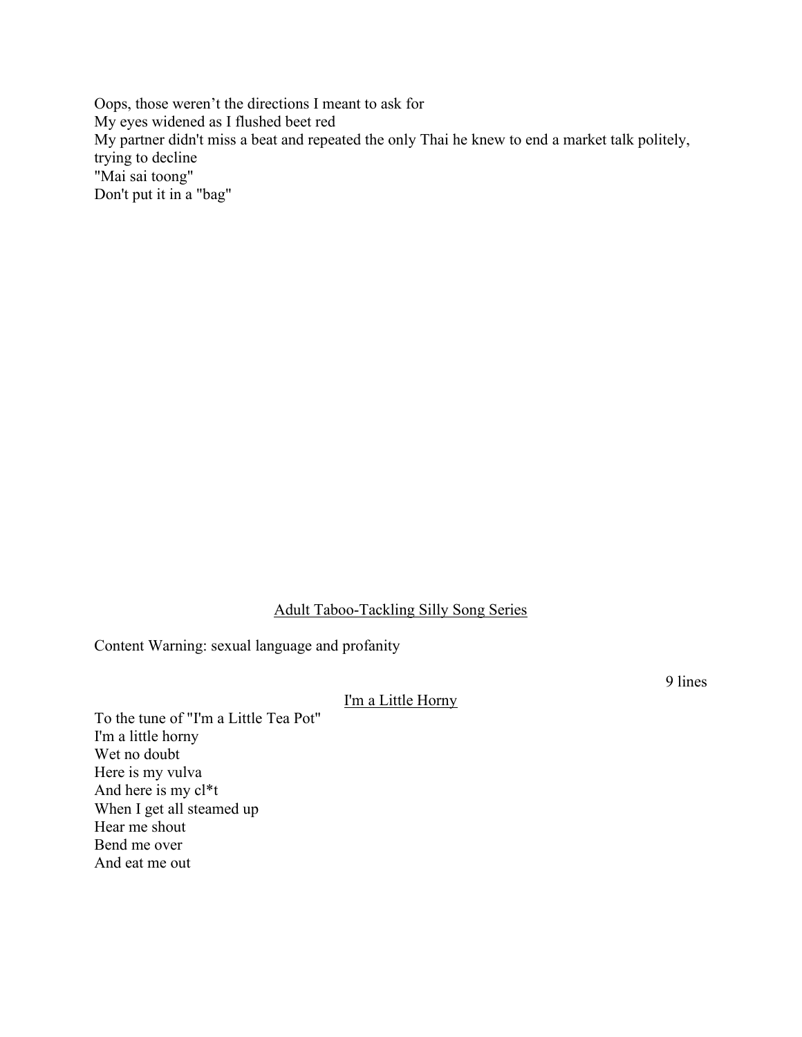Oops, those weren't the directions I meant to ask for
My eyes widened as I flushed beet red
My partner didn't miss a beat and repeated the only Thai he knew to end a market talk politely, trying to decline
"Mai sai toong"
Don't put it in a "bag"

<u>Adult Taboo-Tackling Silly Song Series</u>

Content Warning: sexual language and profanity

9 lines

<u>I'm a Little Horny</u>

To the tune of "I'm a Little Tea Pot"
I'm a little horny
Wet no doubt
Here is my vulva
And here is my cl*t
When I get all steamed up
Hear me shout
Bend me over
And eat me out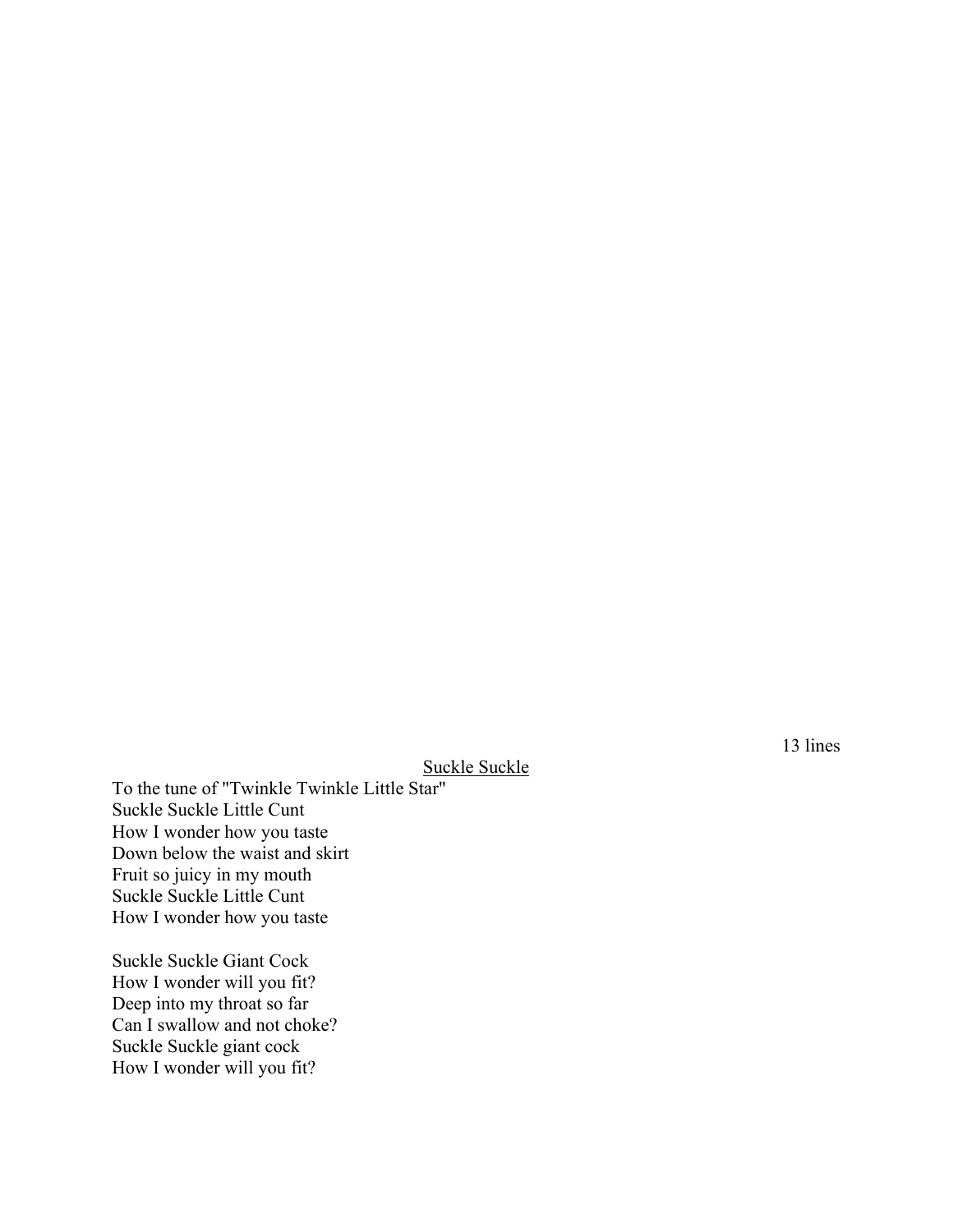13 lines

<u>Suckle Suckle</u>

To the tune of "Twinkle Twinkle Little Star"
Suckle Suckle Little Cunt
How I wonder how you taste
Down below the waist and skirt
Fruit so juicy in my mouth
Suckle Suckle Little Cunt
How I wonder how you taste

Suckle Suckle Giant Cock
How I wonder will you fit?
Deep into my throat so far
Can I swallow and not choke?
Suckle Suckle giant cock
How I wonder will you fit?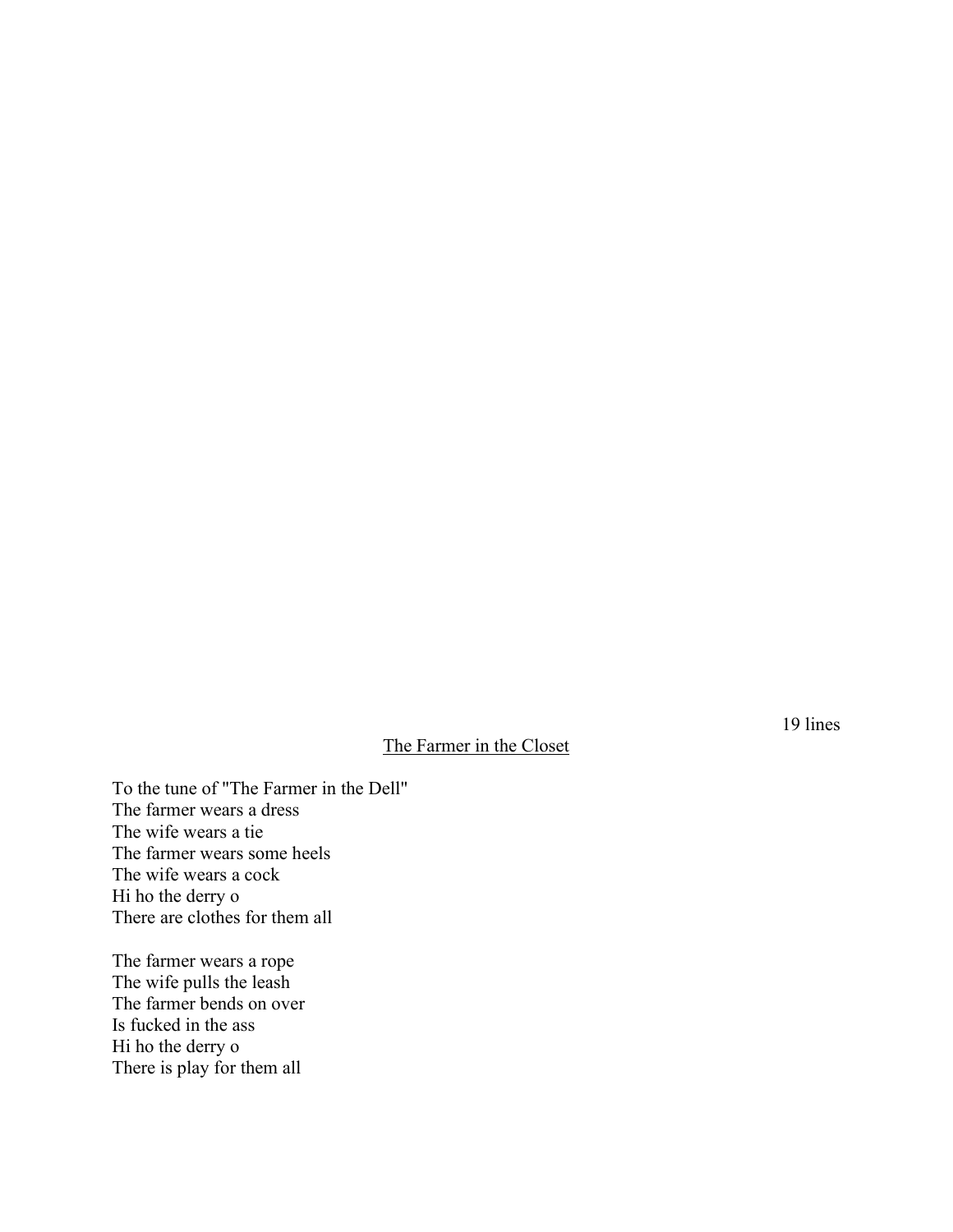19 lines

<u>The Farmer in the Closet</u>

To the tune of "The Farmer in the Dell"
The farmer wears a dress
The wife wears a tie
The farmer wears some heels
The wife wears a cock
Hi ho the derry o
There are clothes for them all

The farmer wears a rope
The wife pulls the leash
The farmer bends on over
Is fucked in the ass
Hi ho the derry o
There is play for them all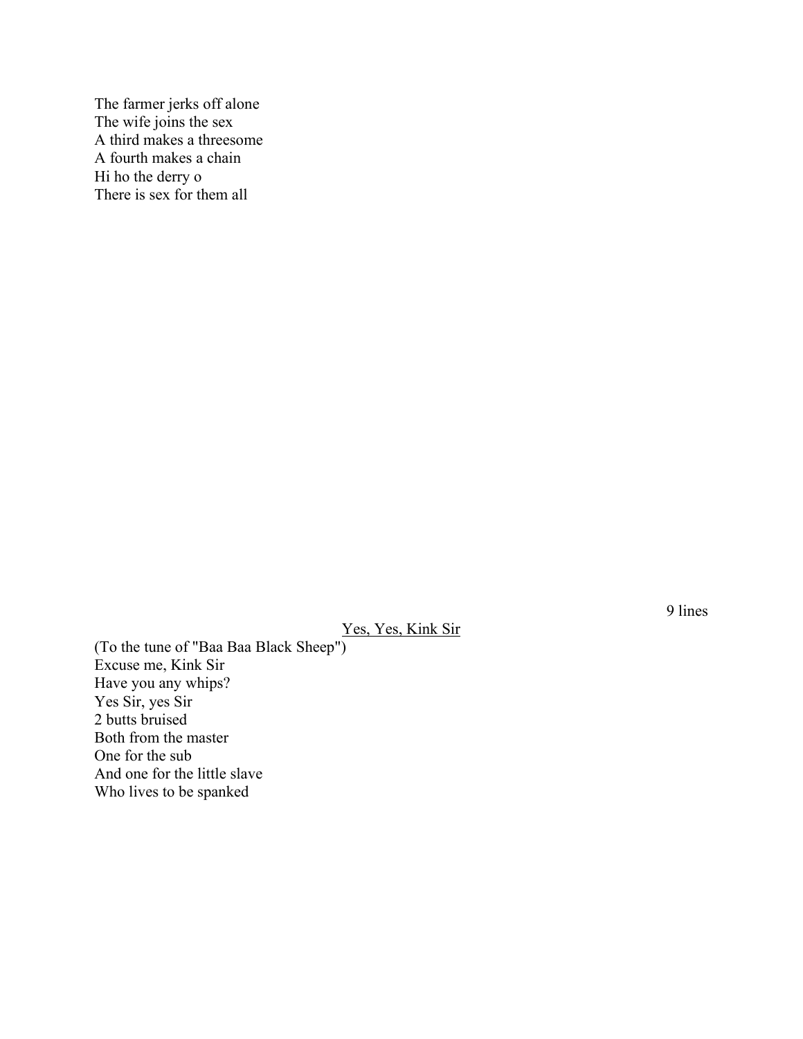The farmer jerks off alone  
The wife joins the sex  
A third makes a threesome  
A fourth makes a chain  
Hi ho the derry o  
There is sex for them all

9 lines

## Yes, Yes, Kink Sir

(To the tune of "Baa Baa Black Sheep")  
Excuse me, Kink Sir  
Have you any whips?  
Yes Sir, yes Sir  
2 butts bruised  
Both from the master  
One for the sub  
And one for the little slave  
Who lives to be spanked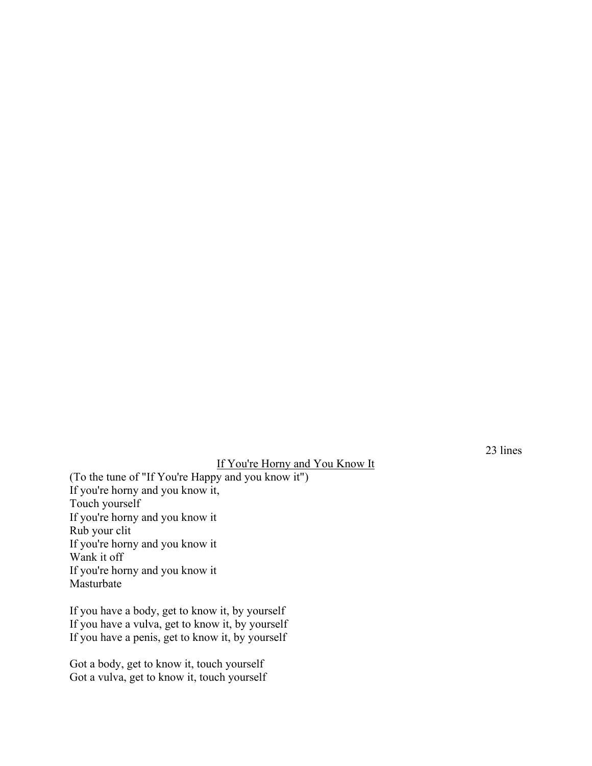23 lines

<u>If You're Horny and You Know It</u>

(To the tune of "If You're Happy and you know it")
If you're horny and you know it,
Touch yourself
If you're horny and you know it
Rub your clit
If you're horny and you know it
Wank it off
If you're horny and you know it
Masturbate

If you have a body, get to know it, by yourself
If you have a vulva, get to know it, by yourself
If you have a penis, get to know it, by yourself

Got a body, get to know it, touch yourself
Got a vulva, get to know it, touch yourself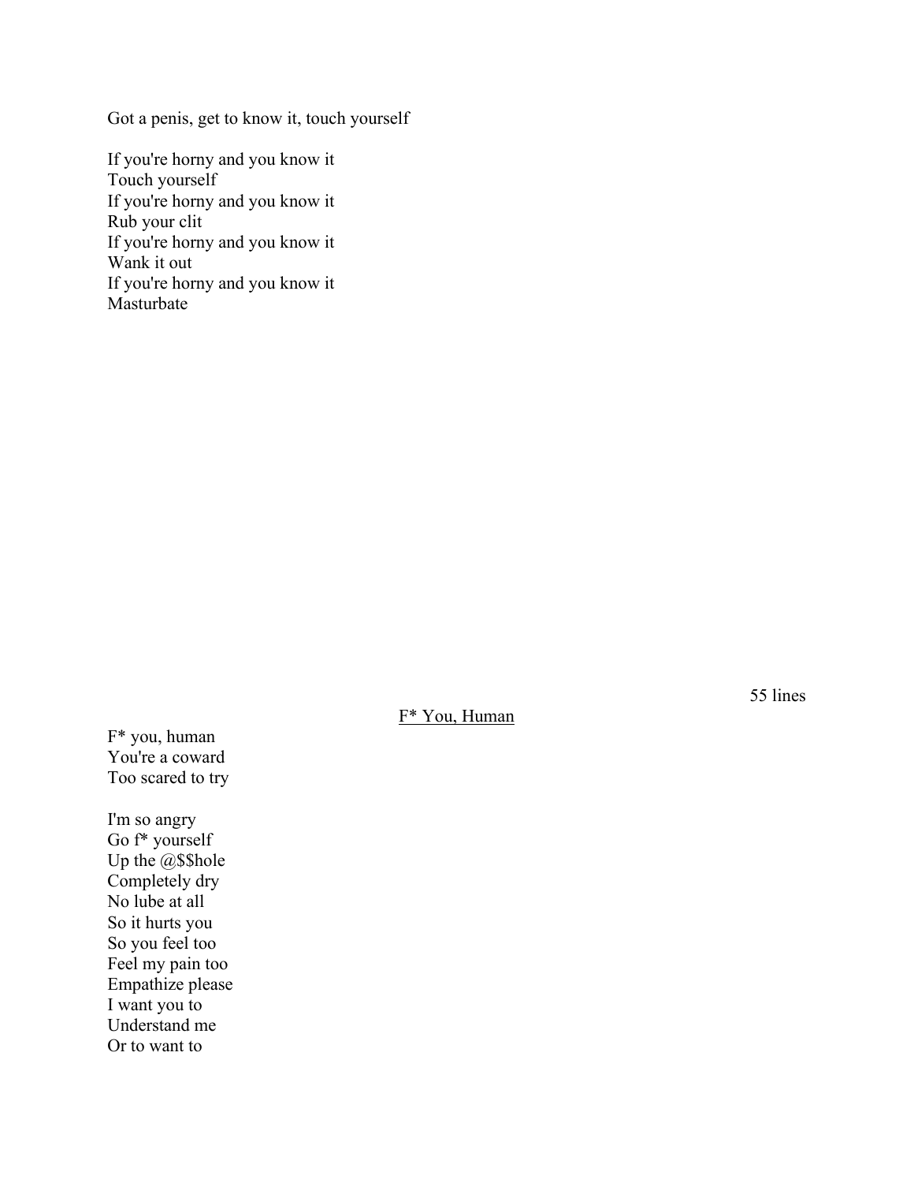Got a penis, get to know it, touch yourself

If you're horny and you know it
Touch yourself
If you're horny and you know it
Rub your clit
If you're horny and you know it
Wank it out
If you're horny and you know it
Masturbate

55 lines

F* You, Human

F* you, human
You're a coward
Too scared to try

I'm so angry
Go f* yourself
Up the @$$hole
Completely dry
No lube at all
So it hurts you
So you feel too
Feel my pain too
Empathize please
I want you to
Understand me
Or to want to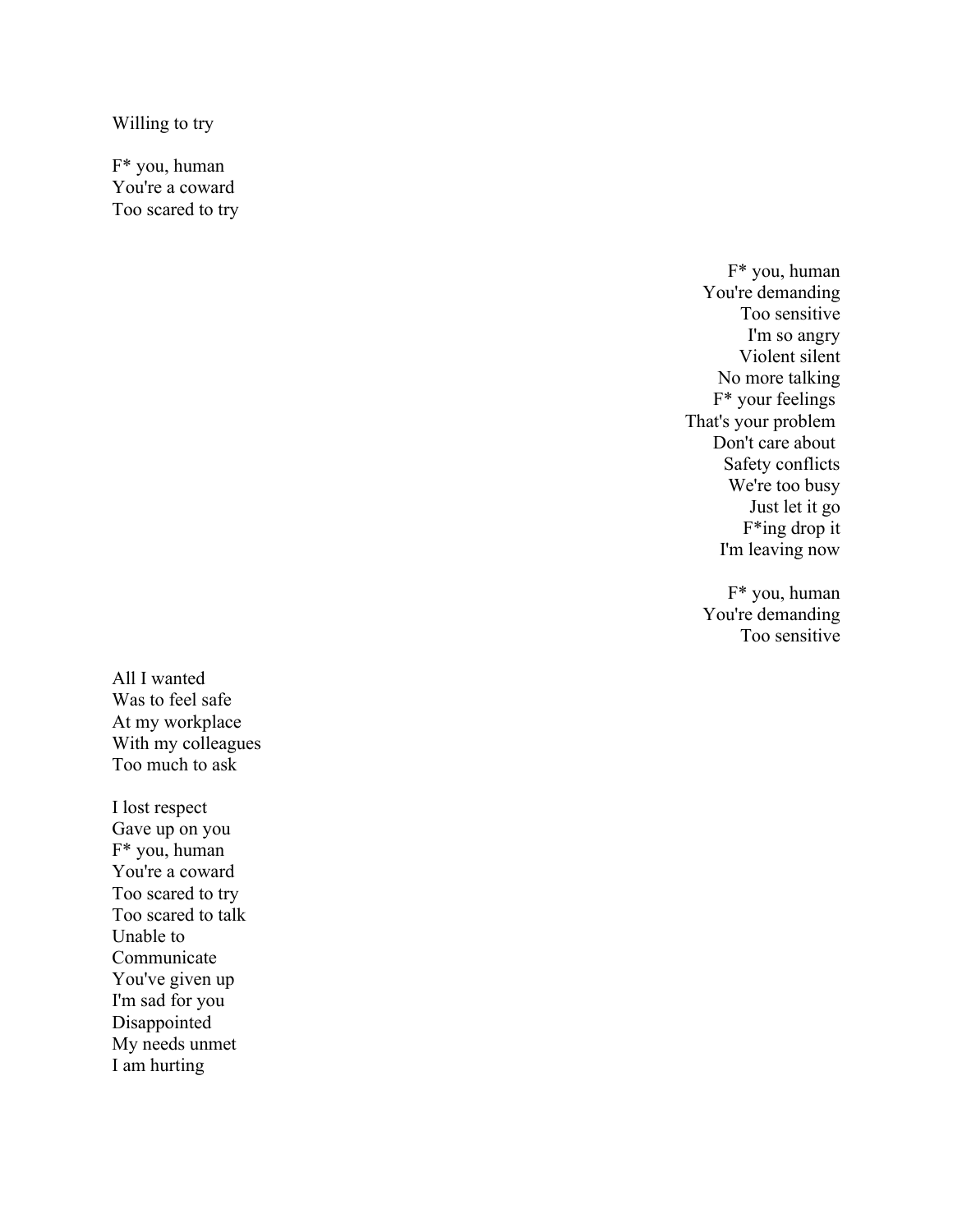Willing to try

F* you, human
You're a coward
Too scared to try

F* you, human
You're demanding
Too sensitive
I'm so angry
Violent silent
No more talking
F* your feelings
That's your problem
Don't care about
Safety conflicts
We're too busy
Just let it go
F*ing drop it
I'm leaving now

F* you, human
You're demanding
Too sensitive

All I wanted
Was to feel safe
At my workplace
With my colleagues
Too much to ask

I lost respect
Gave up on you
F* you, human
You're a coward
Too scared to try
Too scared to talk
Unable to
Communicate
You've given up
I'm sad for you
Disappointed
My needs unmet
I am hurting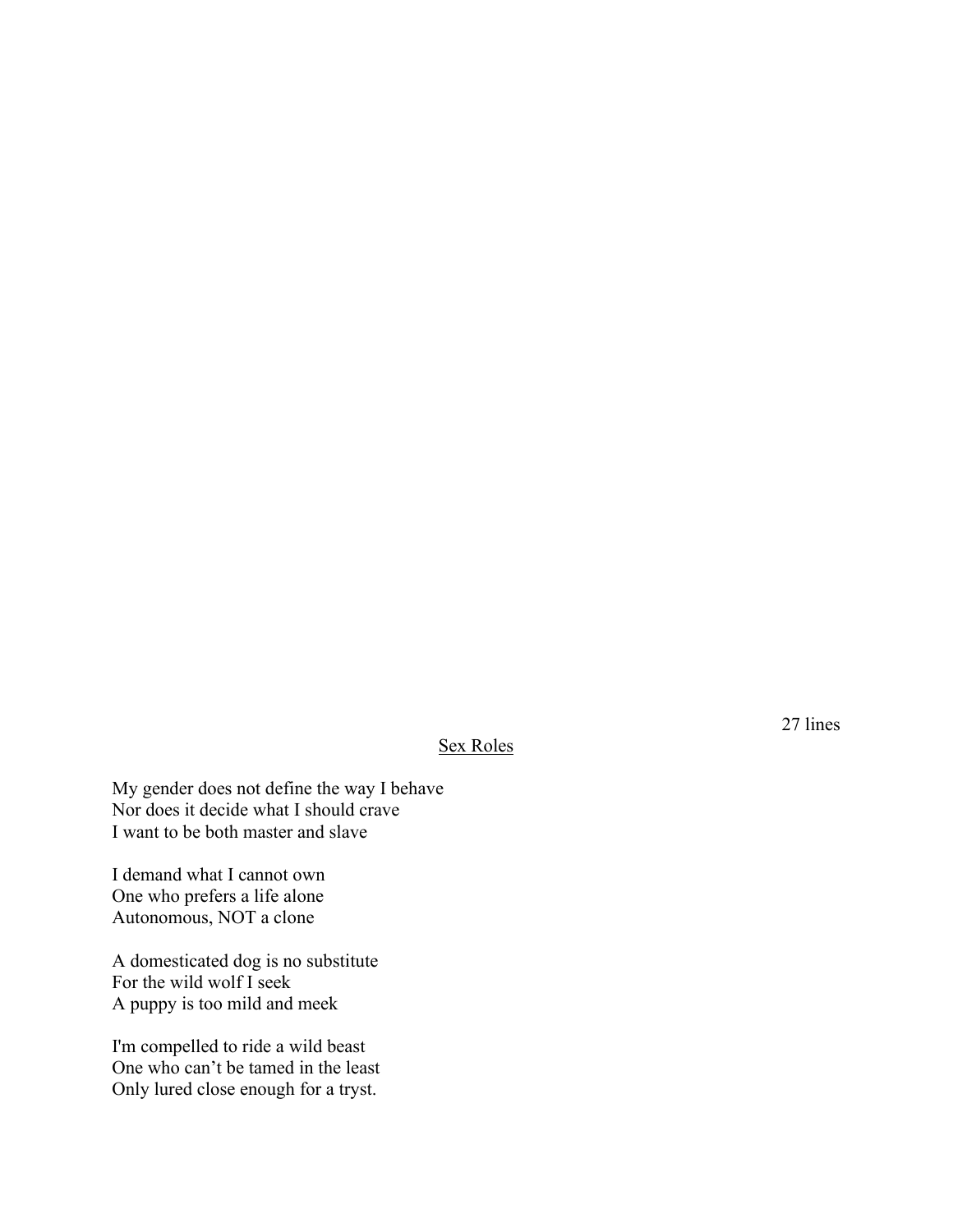27 lines

<u>Sex Roles</u>

My gender does not define the way I behave  
Nor does it decide what I should crave  
I want to be both master and slave

I demand what I cannot own  
One who prefers a life alone  
Autonomous, NOT a clone

A domesticated dog is no substitute  
For the wild wolf I seek  
A puppy is too mild and meek

I'm compelled to ride a wild beast  
One who can't be tamed in the least  
Only lured close enough for a tryst.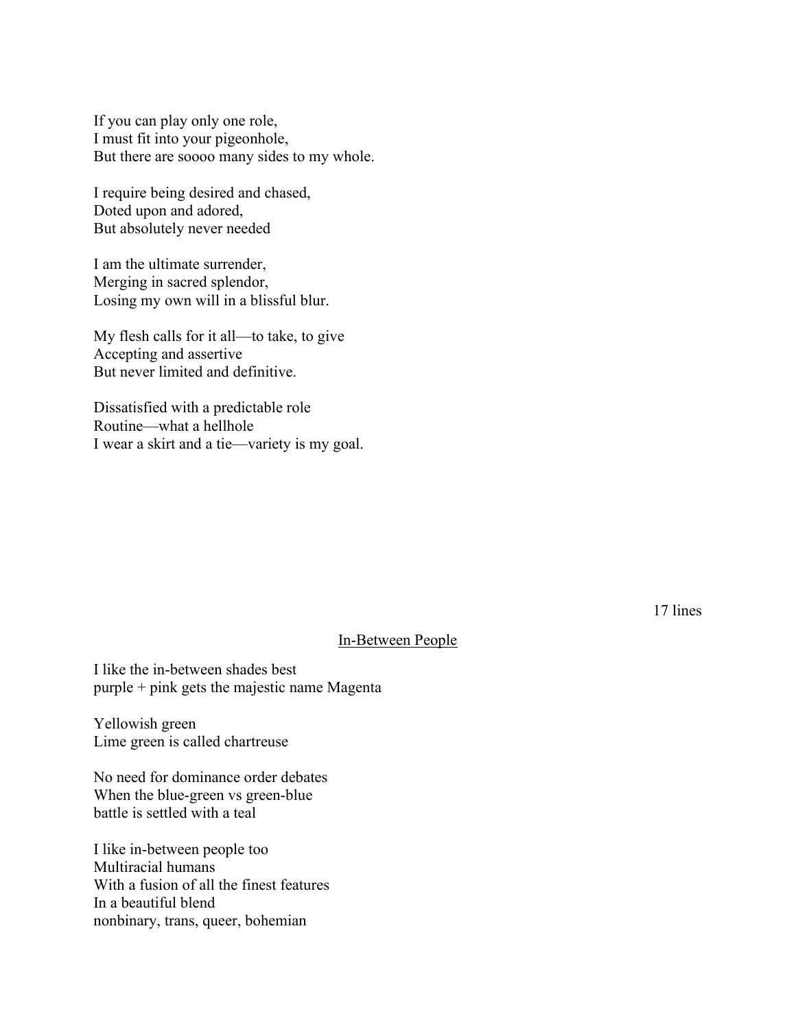If you can play only one role,  
I must fit into your pigeonhole,  
But there are soooo many sides to my whole.

I require being desired and chased,  
Doted upon and adored,  
But absolutely never needed

I am the ultimate surrender,  
Merging in sacred splendor,  
Losing my own will in a blissful blur.

My flesh calls for it all—to take, to give  
Accepting and assertive  
But never limited and definitive.

Dissatisfied with a predictable role  
Routine—what a hellhole  
I wear a skirt and a tie—variety is my goal.

17 lines

## In-Between People

I like the in-between shades best  
purple + pink gets the majestic name Magenta

Yellowish green  
Lime green is called chartreuse

No need for dominance order debates  
When the blue-green vs green-blue  
battle is settled with a teal

I like in-between people too  
Multiracial humans  
With a fusion of all the finest features  
In a beautiful blend  
nonbinary, trans, queer, bohemian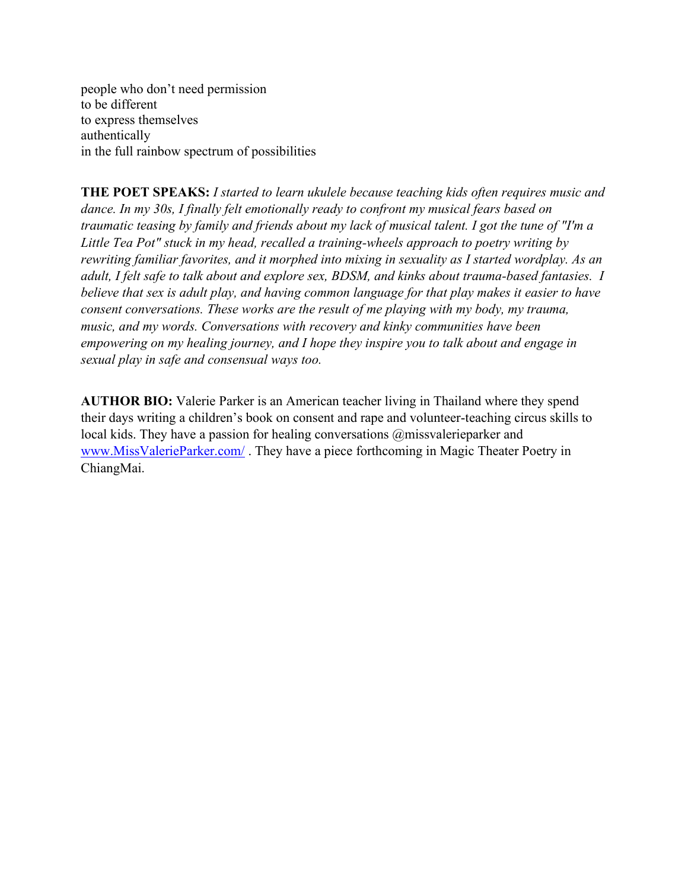people who don't need permission
to be different
to express themselves
authentically
in the full rainbow spectrum of possibilities

**THE POET SPEAKS:** *I started to learn ukulele because teaching kids often requires music and dance. In my 30s, I finally felt emotionally ready to confront my musical fears based on traumatic teasing by family and friends about my lack of musical talent. I got the tune of "I'm a Little Tea Pot" stuck in my head, recalled a training-wheels approach to poetry writing by rewriting familiar favorites, and it morphed into mixing in sexuality as I started wordplay. As an adult, I felt safe to talk about and explore sex, BDSM, and kinks about trauma-based fantasies. I believe that sex is adult play, and having common language for that play makes it easier to have consent conversations. These works are the result of me playing with my body, my trauma, music, and my words. Conversations with recovery and kinky communities have been empowering on my healing journey, and I hope they inspire you to talk about and engage in sexual play in safe and consensual ways too.*

**AUTHOR BIO:** Valerie Parker is an American teacher living in Thailand where they spend their days writing a children's book on consent and rape and volunteer-teaching circus skills to local kids. They have a passion for healing conversations @missvalerieparker and [www.MissValerieParker.com/](www.MissValerieParker.com/) . They have a piece forthcoming in Magic Theater Poetry in ChiangMai.